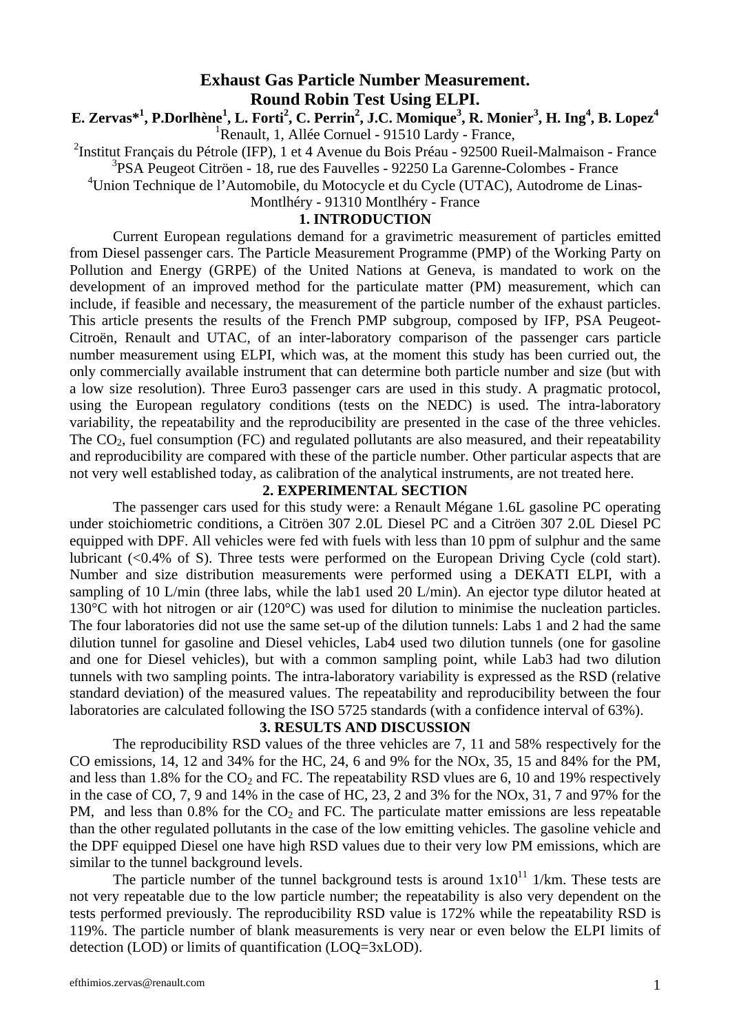# Exhaust Gas Particle Number Measurement. Round Robin Test Using ELPI.

**E. Zervas*[1], P.Dorlhène[1], L. Forti[2], C. Perrin[2], J.C. Momique[3], R. Monier[3], H. Ing[4], B. Lopez[4]**

[1]Renault, 1, Allée Cornuel - 91510 Lardy - France,

[2]Institut Français du Pétrole (IFP), 1 et 4 Avenue du Bois Préau - 92500 Rueil-Malmaison - France

[3]PSA Peugeot Citröen - 18, rue des Fauvelles - 92250 La Garenne-Colombes - France

[4]Union Technique de l'Automobile, du Motocycle et du Cycle (UTAC), Autodrome de Linas-Montlhéry - 91310 Montlhéry - France

## 1. INTRODUCTION

Current European regulations demand for a gravimetric measurement of particles emitted from Diesel passenger cars. The Particle Measurement Programme (PMP) of the Working Party on Pollution and Energy (GRPE) of the United Nations at Geneva, is mandated to work on the development of an improved method for the particulate matter (PM) measurement, which can include, if feasible and necessary, the measurement of the particle number of the exhaust particles. This article presents the results of the French PMP subgroup, composed by IFP, PSA Peugeot-Citroën, Renault and UTAC, of an inter-laboratory comparison of the passenger cars particle number measurement using ELPI, which was, at the moment this study has been curried out, the only commercially available instrument that can determine both particle number and size (but with a low size resolution). Three Euro3 passenger cars are used in this study. A pragmatic protocol, using the European regulatory conditions (tests on the NEDC) is used. The intra-laboratory variability, the repeatability and the reproducibility are presented in the case of the three vehicles. The $CO_2$, fuel consumption (FC) and regulated pollutants are also measured, and their repeatability and reproducibility are compared with these of the particle number. Other particular aspects that are not very well established today, as calibration of the analytical instruments, are not treated here.

## 2. EXPERIMENTAL SECTION

The passenger cars used for this study were: a Renault Mégane 1.6L gasoline PC operating under stoichiometric conditions, a Citröen 307 2.0L Diesel PC and a Citröen 307 2.0L Diesel PC equipped with DPF. All vehicles were fed with fuels with less than 10 ppm of sulphur and the same lubricant (<0.4% of S). Three tests were performed on the European Driving Cycle (cold start). Number and size distribution measurements were performed using a DEKATI ELPI, with a sampling of 10 L/min (three labs, while the lab1 used 20 L/min). An ejector type dilutor heated at 130°C with hot nitrogen or air (120°C) was used for dilution to minimise the nucleation particles. The four laboratories did not use the same set-up of the dilution tunnels: Labs 1 and 2 had the same dilution tunnel for gasoline and Diesel vehicles, Lab4 used two dilution tunnels (one for gasoline and one for Diesel vehicles), but with a common sampling point, while Lab3 had two dilution tunnels with two sampling points. The intra-laboratory variability is expressed as the RSD (relative standard deviation) of the measured values. The repeatability and reproducibility between the four laboratories are calculated following the ISO 5725 standards (with a confidence interval of 63%).

## 3. RESULTS AND DISCUSSION

The reproducibility RSD values of the three vehicles are 7, 11 and 58% respectively for the CO emissions, 14, 12 and 34% for the HC, 24, 6 and 9% for the NOx, 35, 15 and 84% for the PM, and less than 1.8% for the $CO_2$ and FC. The repeatability RSD vlues are 6, 10 and 19% respectively in the case of CO, 7, 9 and 14% in the case of HC, 23, 2 and 3% for the NOx, 31, 7 and 97% for the PM, and less than 0.8% for the $CO_2$ and FC. The particulate matter emissions are less repeatable than the other regulated pollutants in the case of the low emitting vehicles. The gasoline vehicle and the DPF equipped Diesel one have high RSD values due to their very low PM emissions, which are similar to the tunnel background levels.

The particle number of the tunnel background tests is around $1 \times 10^{11}$ 1/km. These tests are not very repeatable due to the low particle number; the repeatability is also very dependent on the tests performed previously. The reproducibility RSD value is 172% while the repeatability RSD is 119%. The particle number of blank measurements is very near or even below the ELPI limits of detection (LOD) or limits of quantification (LOQ=3xLOD).

efthimios.zervas@renault.com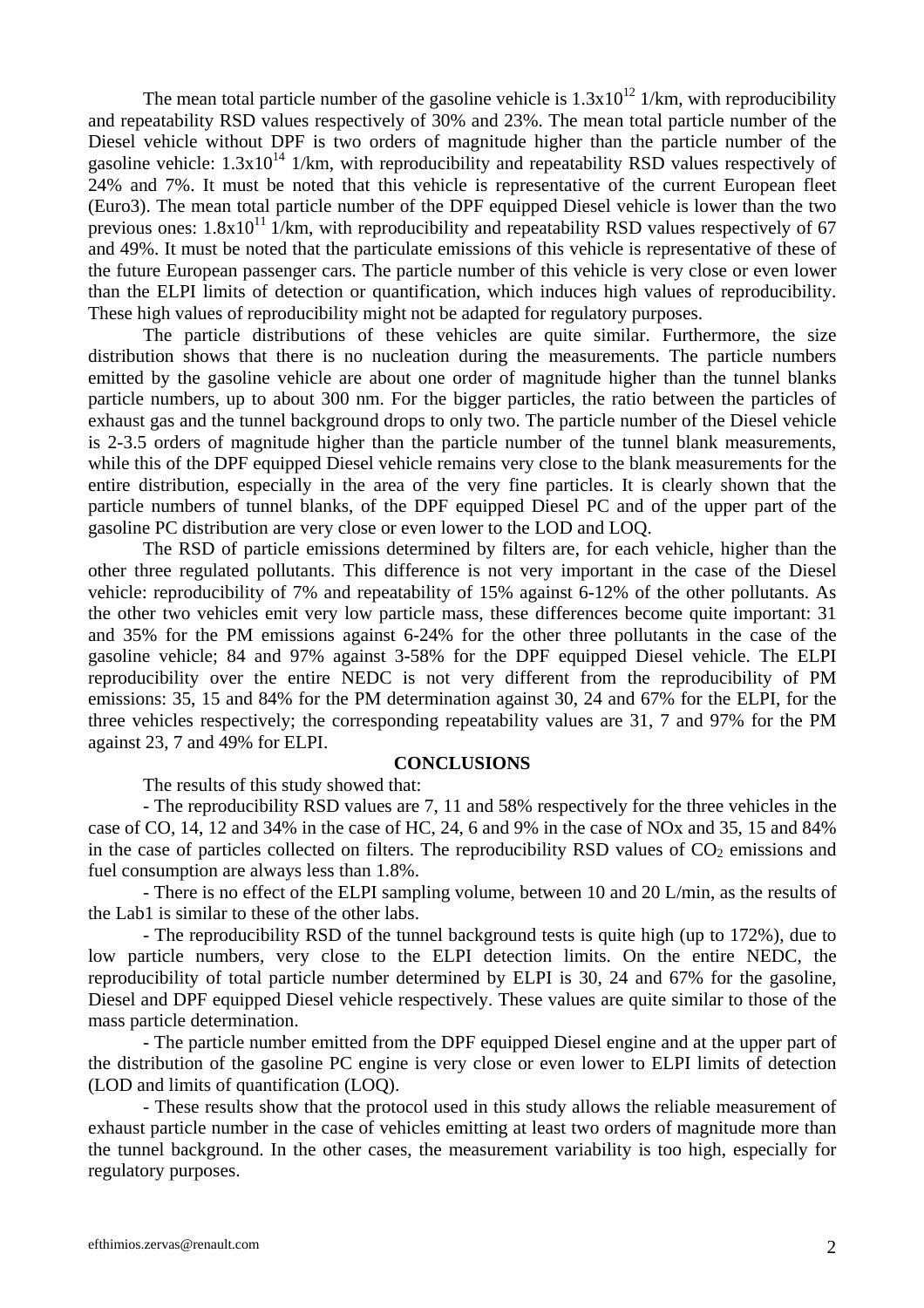The mean total particle number of the gasoline vehicle is $1.3 \times 10^{12}$ 1/km, with reproducibility and repeatability RSD values respectively of 30% and 23%. The mean total particle number of the Diesel vehicle without DPF is two orders of magnitude higher than the particle number of the gasoline vehicle: $1.3 \times 10^{14}$ 1/km, with reproducibility and repeatability RSD values respectively of 24% and 7%. It must be noted that this vehicle is representative of the current European fleet (Euro3). The mean total particle number of the DPF equipped Diesel vehicle is lower than the two previous ones: $1.8 \times 10^{11}$ 1/km, with reproducibility and repeatability RSD values respectively of 67 and 49%. It must be noted that the particulate emissions of this vehicle is representative of these of the future European passenger cars. The particle number of this vehicle is very close or even lower than the ELPI limits of detection or quantification, which induces high values of reproducibility. These high values of reproducibility might not be adapted for regulatory purposes.

The particle distributions of these vehicles are quite similar. Furthermore, the size distribution shows that there is no nucleation during the measurements. The particle numbers emitted by the gasoline vehicle are about one order of magnitude higher than the tunnel blanks particle numbers, up to about 300 nm. For the bigger particles, the ratio between the particles of exhaust gas and the tunnel background drops to only two. The particle number of the Diesel vehicle is 2-3.5 orders of magnitude higher than the particle number of the tunnel blank measurements, while this of the DPF equipped Diesel vehicle remains very close to the blank measurements for the entire distribution, especially in the area of the very fine particles. It is clearly shown that the particle numbers of tunnel blanks, of the DPF equipped Diesel PC and of the upper part of the gasoline PC distribution are very close or even lower to the LOD and LOQ.

The RSD of particle emissions determined by filters are, for each vehicle, higher than the other three regulated pollutants. This difference is not very important in the case of the Diesel vehicle: reproducibility of 7% and repeatability of 15% against 6-12% of the other pollutants. As the other two vehicles emit very low particle mass, these differences become quite important: 31 and 35% for the PM emissions against 6-24% for the other three pollutants in the case of the gasoline vehicle; 84 and 97% against 3-58% for the DPF equipped Diesel vehicle. The ELPI reproducibility over the entire NEDC is not very different from the reproducibility of PM emissions: 35, 15 and 84% for the PM determination against 30, 24 and 67% for the ELPI, for the three vehicles respectively; the corresponding repeatability values are 31, 7 and 97% for the PM against 23, 7 and 49% for ELPI.

## CONCLUSIONS

The results of this study showed that:

- The reproducibility RSD values are 7, 11 and 58% respectively for the three vehicles in the case of CO, 14, 12 and 34% in the case of HC, 24, 6 and 9% in the case of NOx and 35, 15 and 84% in the case of particles collected on filters. The reproducibility RSD values of $CO_2$ emissions and fuel consumption are always less than 1.8%.

- There is no effect of the ELPI sampling volume, between 10 and 20 L/min, as the results of the Lab1 is similar to these of the other labs.

- The reproducibility RSD of the tunnel background tests is quite high (up to 172%), due to low particle numbers, very close to the ELPI detection limits. On the entire NEDC, the reproducibility of total particle number determined by ELPI is 30, 24 and 67% for the gasoline, Diesel and DPF equipped Diesel vehicle respectively. These values are quite similar to those of the mass particle determination.

- The particle number emitted from the DPF equipped Diesel engine and at the upper part of the distribution of the gasoline PC engine is very close or even lower to ELPI limits of detection (LOD and limits of quantification (LOQ).

- These results show that the protocol used in this study allows the reliable measurement of exhaust particle number in the case of vehicles emitting at least two orders of magnitude more than the tunnel background. In the other cases, the measurement variability is too high, especially for regulatory purposes.

efthimios.zervas@renault.com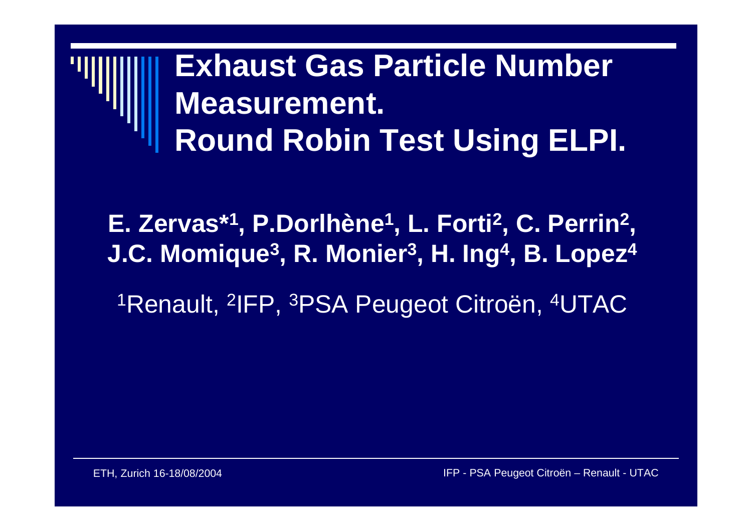# Exhaust Gas Particle Number Measurement.
# Round Robin Test Using ELPI.

**E. Zervas*[1], P.Dorlhène[1], L. Forti[2], C. Perrin[2], J.C. Momique[3], R. Monier[3], H. Ing[4], B. Lopez[4]**

[1]Renault, [2]IFP, [3]PSA Peugeot Citroën, [4]UTAC

ETH, Zurich 16-18/08/2004

IFP - PSA Peugeot Citroën – Renault - UTAC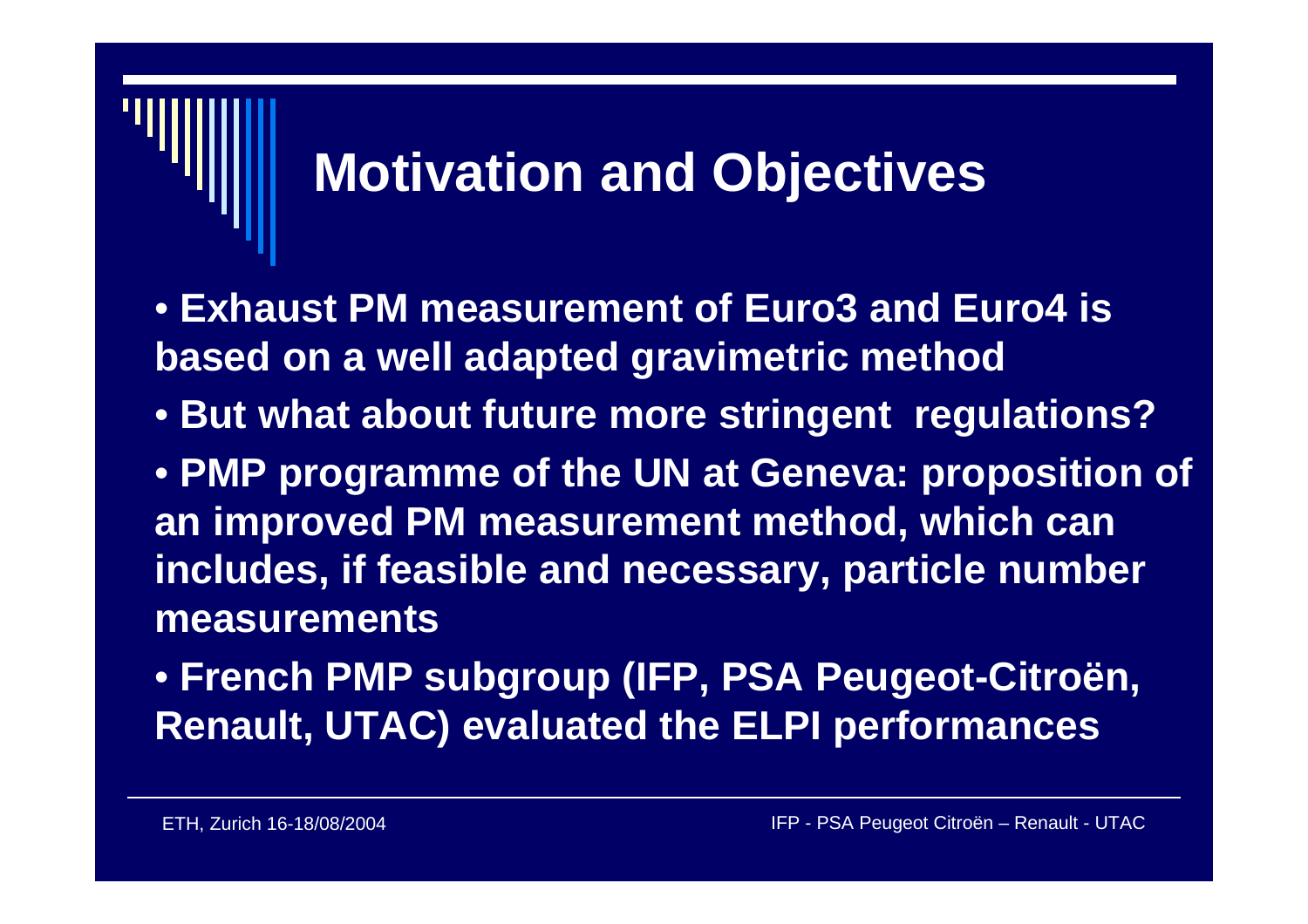# Motivation and Objectives

- **Exhaust PM measurement of Euro3 and Euro4 is based on a well adapted gravimetric method**
- **But what about future more stringent regulations?**
- **PMP programme of the UN at Geneva: proposition of an improved PM measurement method, which can includes, if feasible and necessary, particle number measurements**
- **French PMP subgroup (IFP, PSA Peugeot-Citroën, Renault, UTAC) evaluated the ELPI performances**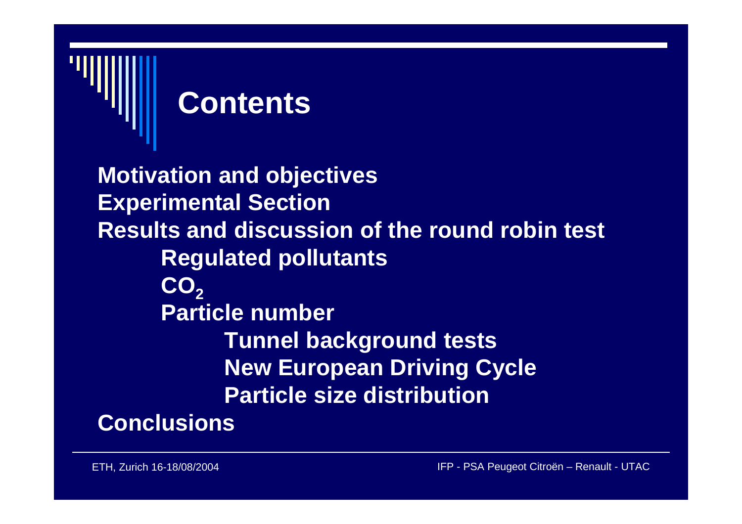# Contents

- Motivation and objectives
- Experimental Section
- Results and discussion of the round robin test
  - Regulated pollutants
  - $CO_2$
  - Particle number
    - Tunnel background tests
    - New European Driving Cycle
    - Particle size distribution
- Conclusions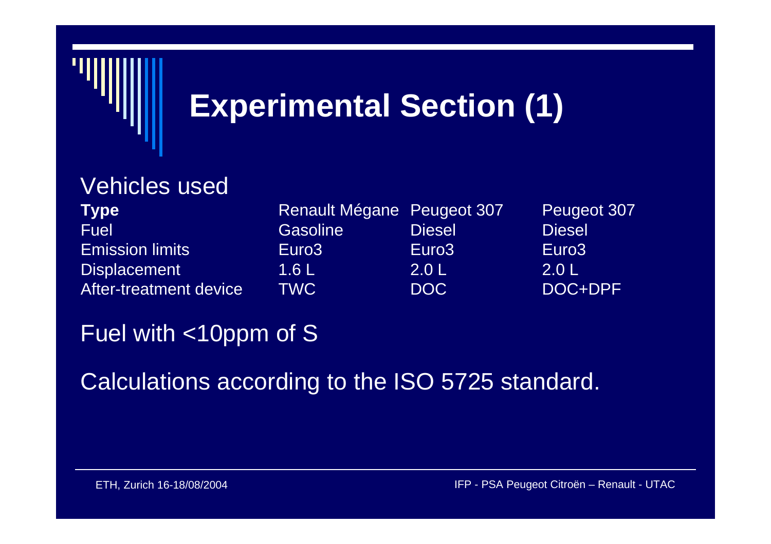# Experimental Section (1)

Vehicles used

| **Type** | Renault Mégane | Peugeot 307 | Peugeot 307 |
|---|---|---|---|
| Fuel | Gasoline | Diesel | Diesel |
| Emission limits | Euro3 | Euro3 | Euro3 |
| Displacement | 1.6 L | 2.0 L | 2.0 L |
| After-treatment device | TWC | DOC | DOC+DPF |

Fuel with <10ppm of S

Calculations according to the ISO 5725 standard.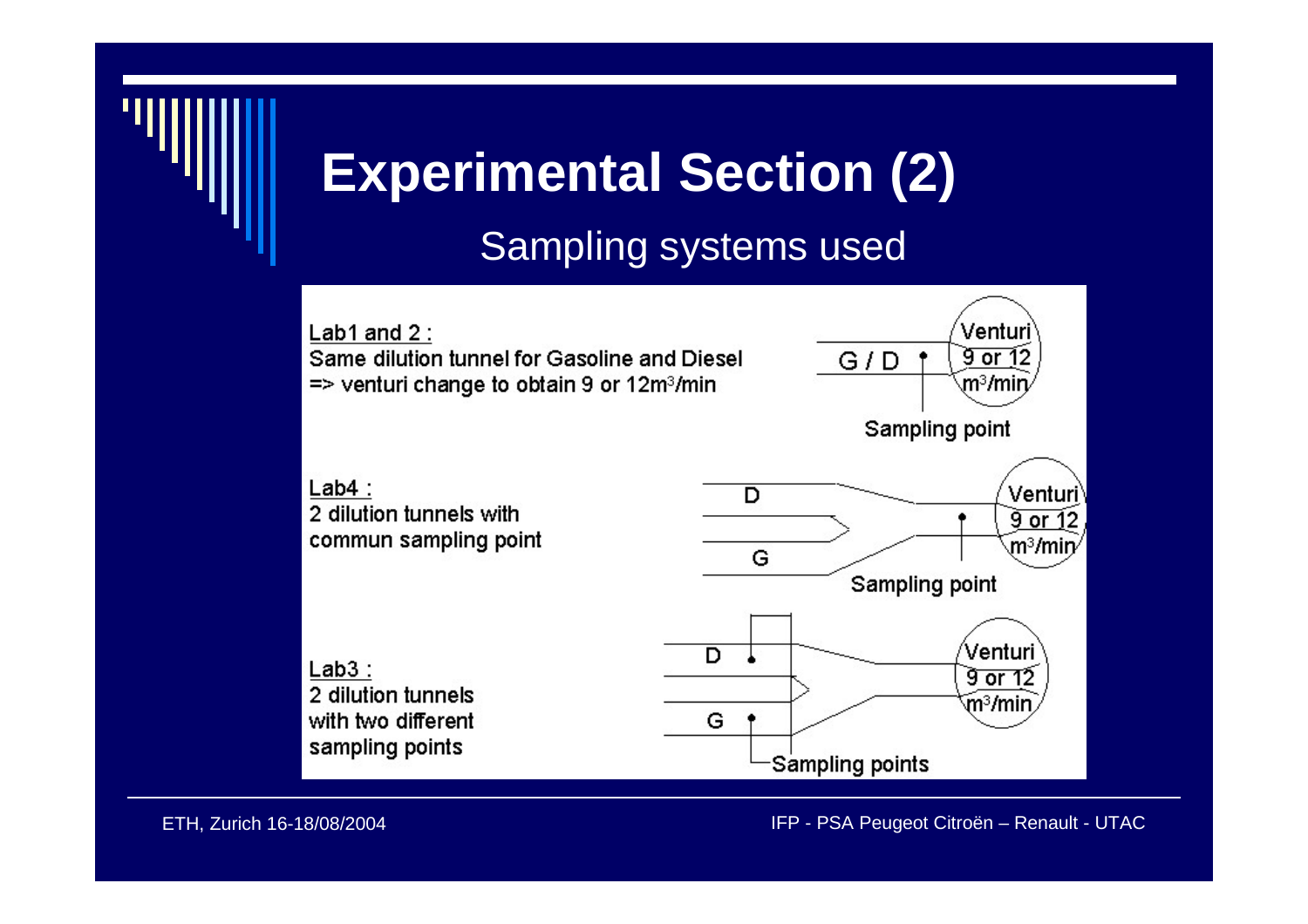# Experimental Section (2)

## Sampling systems used

**Lab1 and 2 :**
Same dilution tunnel for Gasoline and Diesel
=> venturi change to obtain 9 or 12m$^3$/min

G / D — Venturi 9 or 12 m$^3$/min — Sampling point

**Lab4 :**
2 dilution tunnels with commun sampling point

D, G — Venturi 9 or 12 m$^3$/min — Sampling point

**Lab3 :**
2 dilution tunnels with two different sampling points

D, G — Venturi 9 or 12 m$^3$/min — Sampling points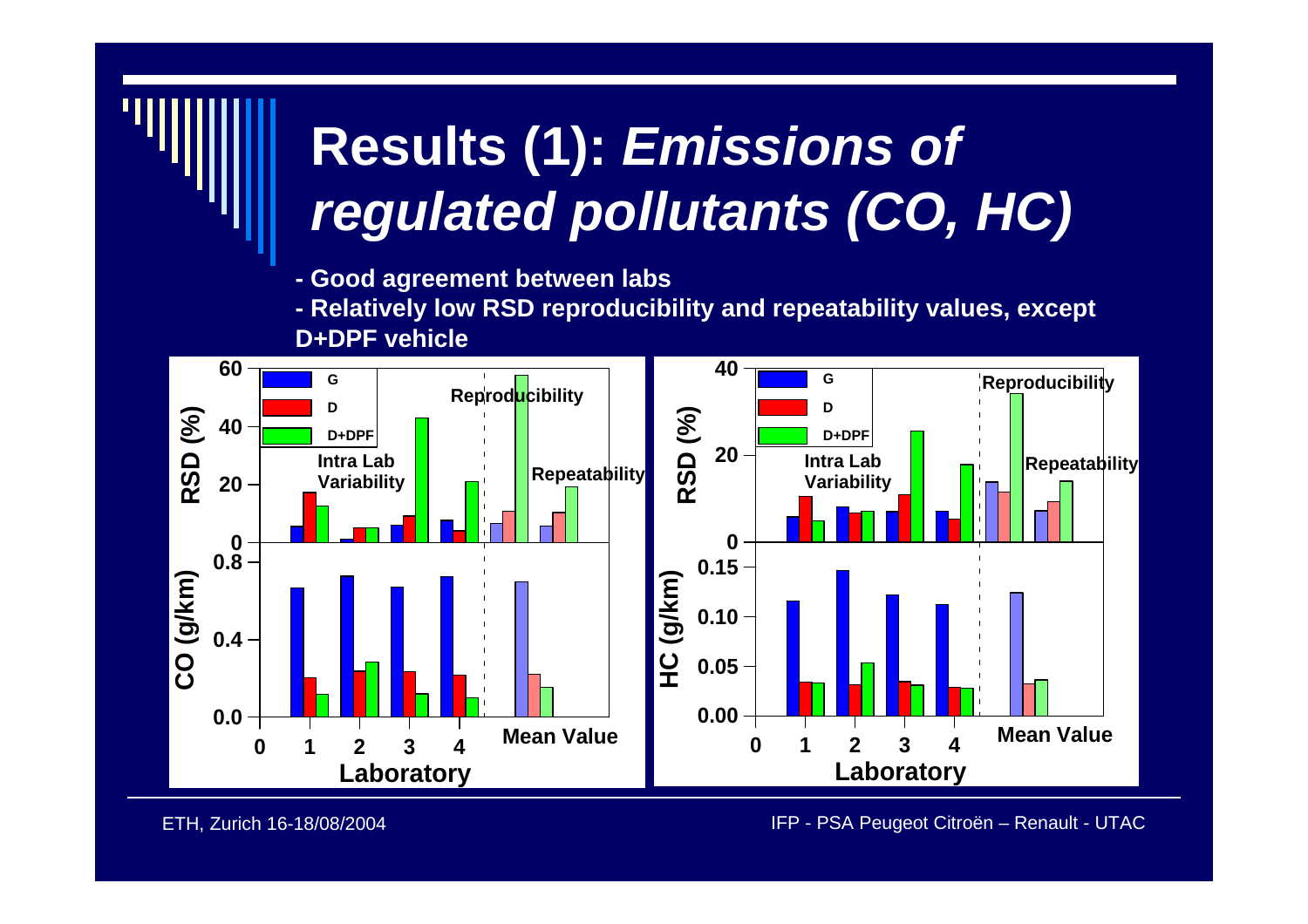# Results (1): *Emissions of regulated pollutants (CO, HC)*

- Good agreement between labs
- Relatively low RSD reproducibility and repeatability values, except D+DPF vehicle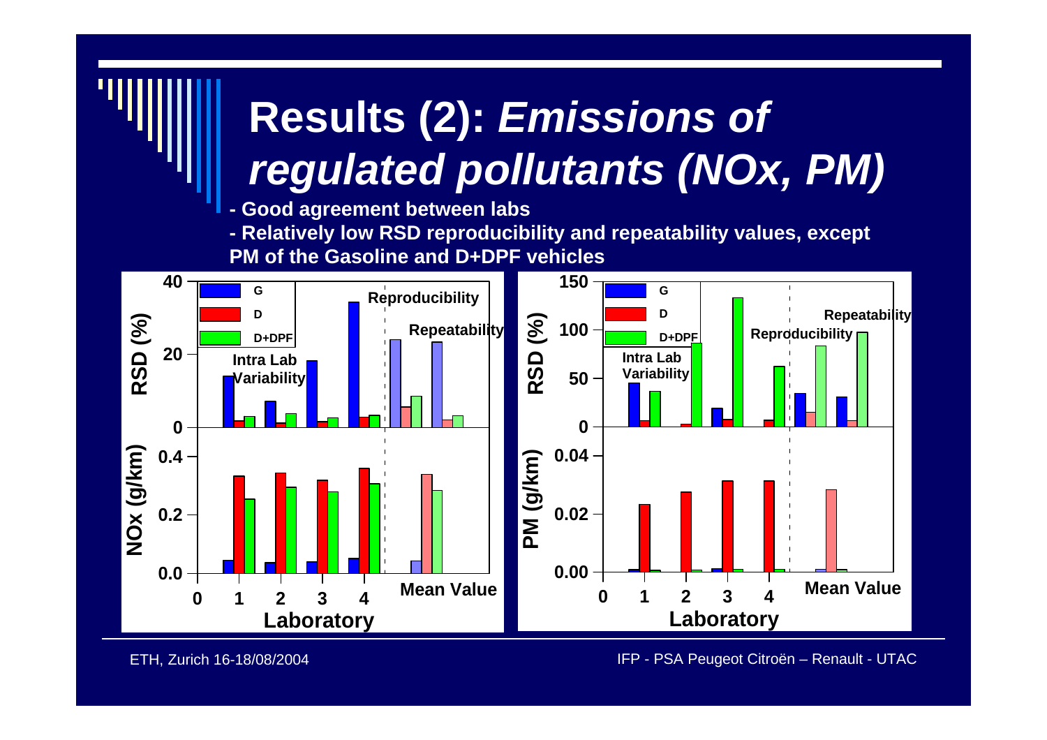# Results (2): *Emissions of regulated pollutants (NOx, PM)*

- Good agreement between labs
- Relatively low RSD reproducibility and repeatability values, except PM of the Gasoline and D+DPF vehicles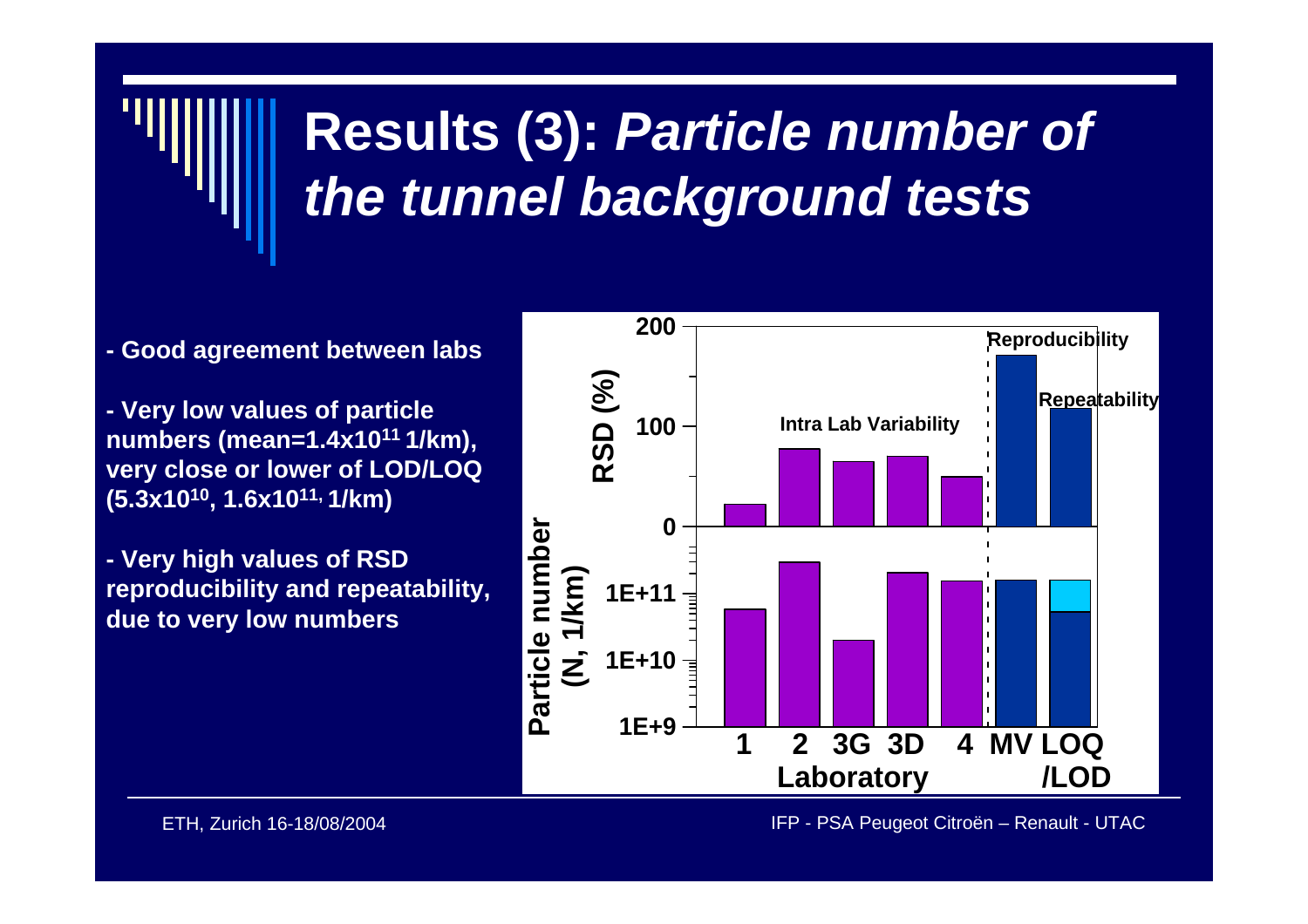# Results (3): *Particle number of the tunnel background tests*

- Good agreement between labs

- Very low values of particle numbers (mean=$1.4x10^{11}$ 1/km), very close or lower of LOD/LOQ ($5.3x10^{10}$, $1.6x10^{11}$, 1/km)

- Very high values of RSD reproducibility and repeatability, due to very low numbers

Reproducibility

Repeatability

Intra Lab Variability

RSD (%)

Particle number (N, 1/km)

1 2 3G 3D 4 MV LOQ /LOD

Laboratory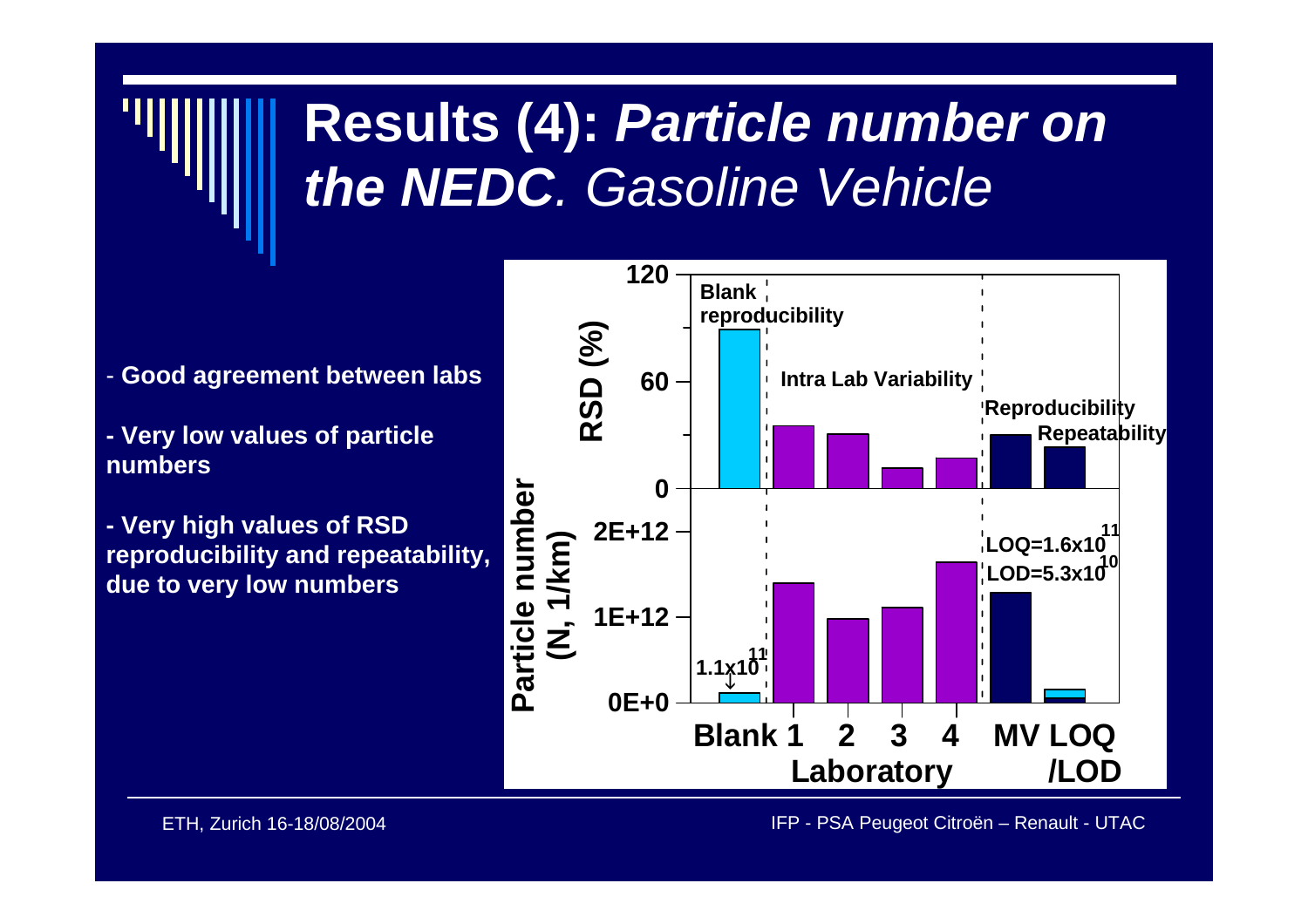# Results (4): *Particle number on the NEDC. Gasoline Vehicle*

- **Good agreement between labs**

- **Very low values of particle numbers**

- **Very high values of RSD reproducibility and repeatability, due to very low numbers**

Blank reproducibility | Intra Lab Variability | Reproducibility | Repeatability

RSD (%)

Particle number (N, 1/km)

$1.1x10^{11}$

$LOQ=1.6x10^{11}$

$LOD=5.3x10^{10}$

Blank 1 2 3 4 MV LOQ/LOD

Laboratory

ETH, Zurich 16-18/08/2004

IFP - PSA Peugeot Citroën – Renault - UTAC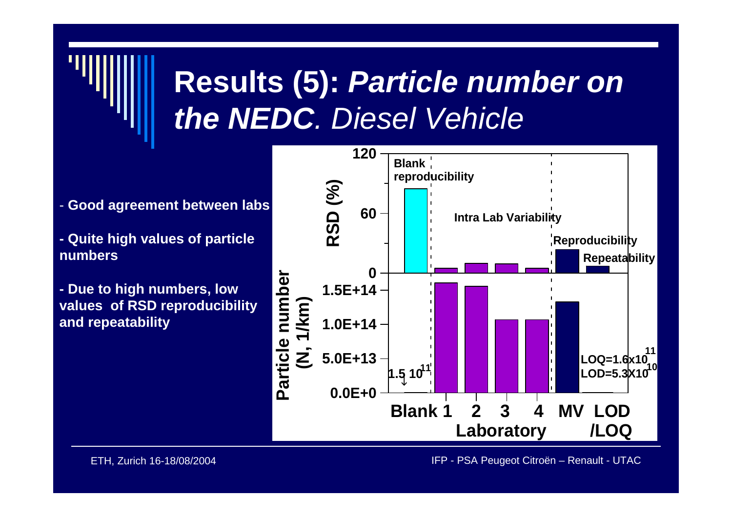# Results (5): *Particle number on the NEDC. Diesel Vehicle*

- **Good agreement between labs**
- **Quite high values of particle numbers**
- **Due to high numbers, low values of RSD reproducibility and repeatability**

RSD (%)

Blank reproducibility

Intra Lab Variability

Reproducibility

Repeatability

Particle number (N, 1/km)

$1.5\ 10^{11}$

LOQ=$1.6 \times 10^{11}$

LOD=$5.3 \times 10^{10}$

Blank 1 2 3 4 MV LOD /LOQ

Laboratory

ETH, Zurich 16-18/08/2004

IFP - PSA Peugeot Citroën – Renault - UTAC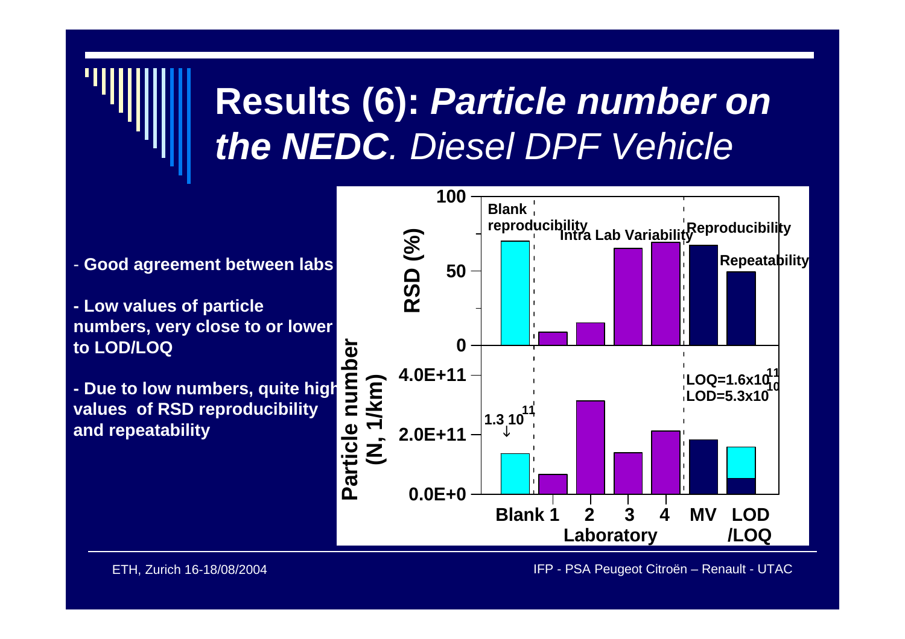# Results (6): ***Particle number on the NEDC****. Diesel DPF Vehicle*

- **Good agreement between labs**
- **Low values of particle numbers, very close to or lower to LOD/LOQ**
- **Due to low numbers, quite high values of RSD reproducibility and repeatability**

ETH, Zurich 16-18/08/2004

IFP - PSA Peugeot Citroën – Renault - UTAC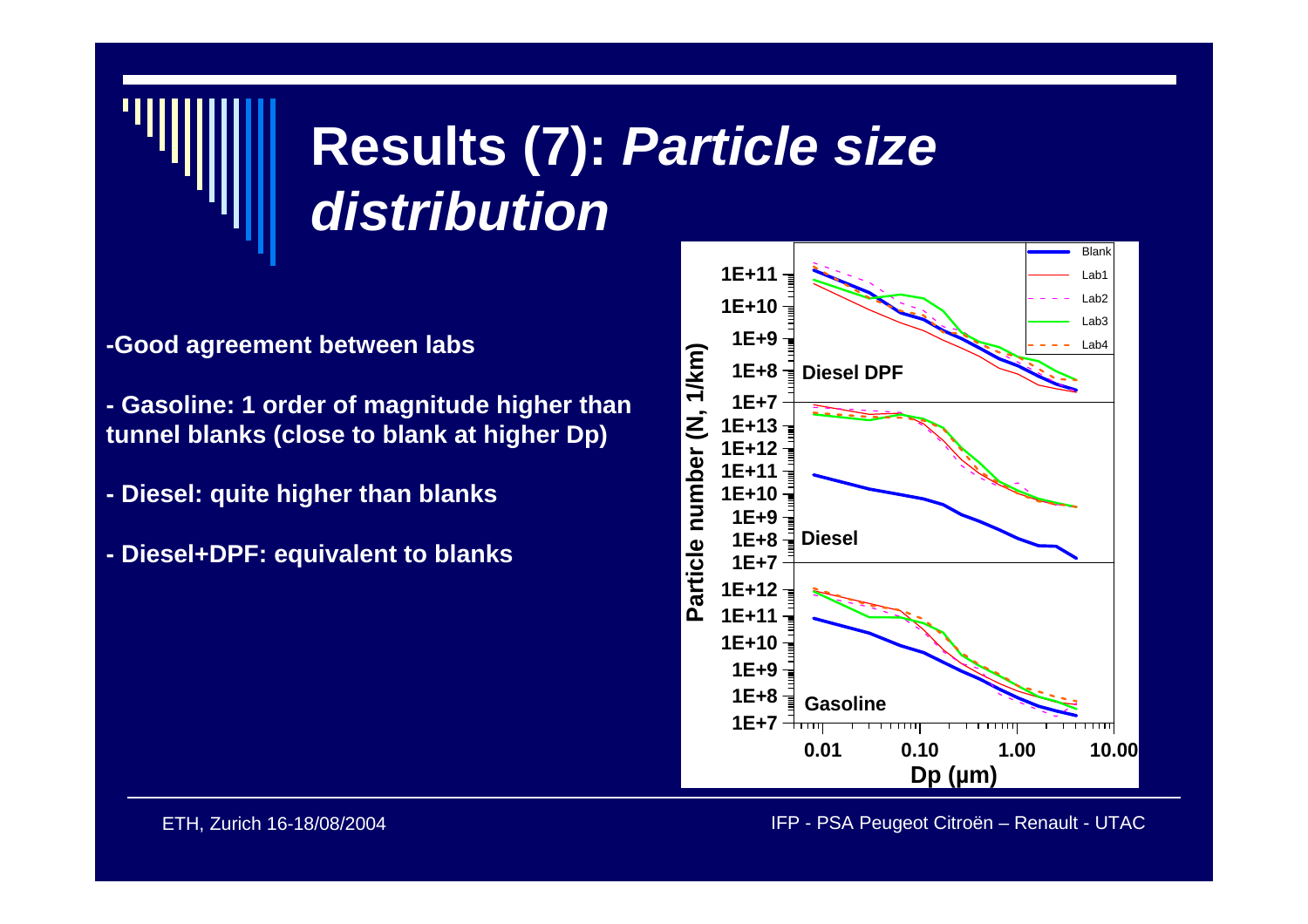# Results (7): *Particle size distribution*

-Good agreement between labs

- Gasoline: 1 order of magnitude higher than tunnel blanks (close to blank at higher Dp)

- Diesel: quite higher than blanks

- Diesel+DPF: equivalent to blanks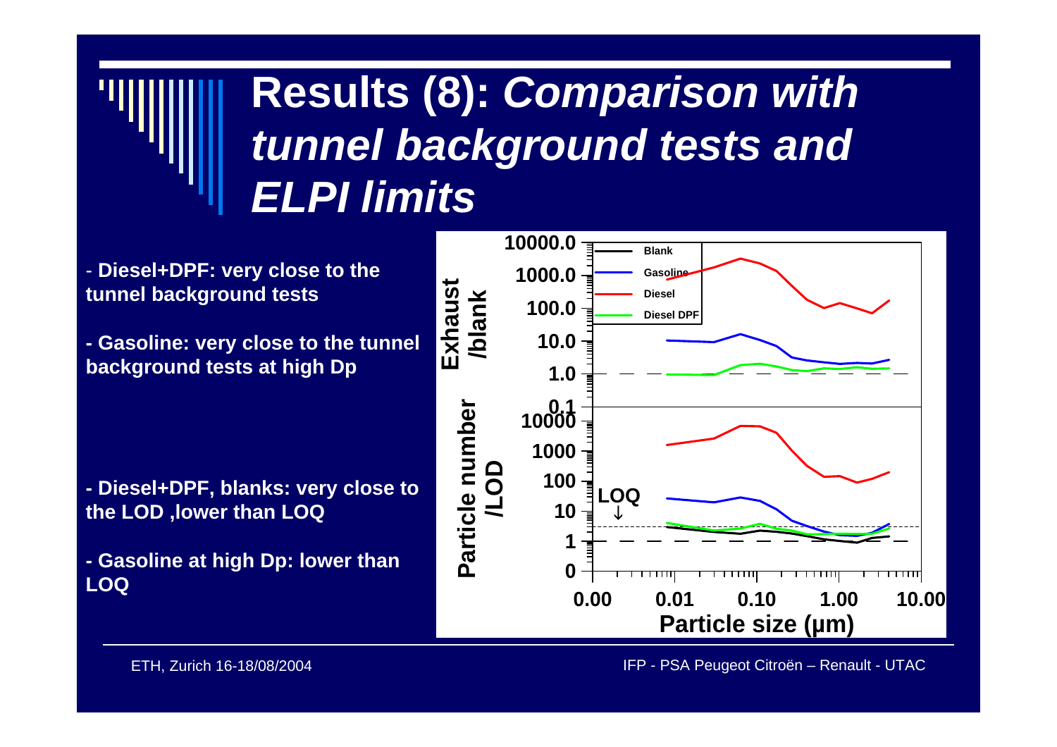# Results (8): *Comparison with tunnel background tests and ELPI limits*

- **Diesel+DPF: very close to the tunnel background tests**

- **Gasoline: very close to the tunnel background tests at high Dp**

- **Diesel+DPF, blanks: very close to the LOD ,lower than LOQ**

- **Gasoline at high Dp: lower than LOQ**

Exhaust /blank: 10000.0, 1000.0, 100.0, 10.0, 1.0, 0.1

Particle number /LOD: 10000, 1000, 100, 10, 1, 0

LOQ ↓

Particle size (µm): 0.00, 0.01, 0.10, 1.00, 10.00

Legend: Blank, Gasoline, Diesel, Diesel DPF

ETH, Zurich 16-18/08/2004

IFP - PSA Peugeot Citroën – Renault - UTAC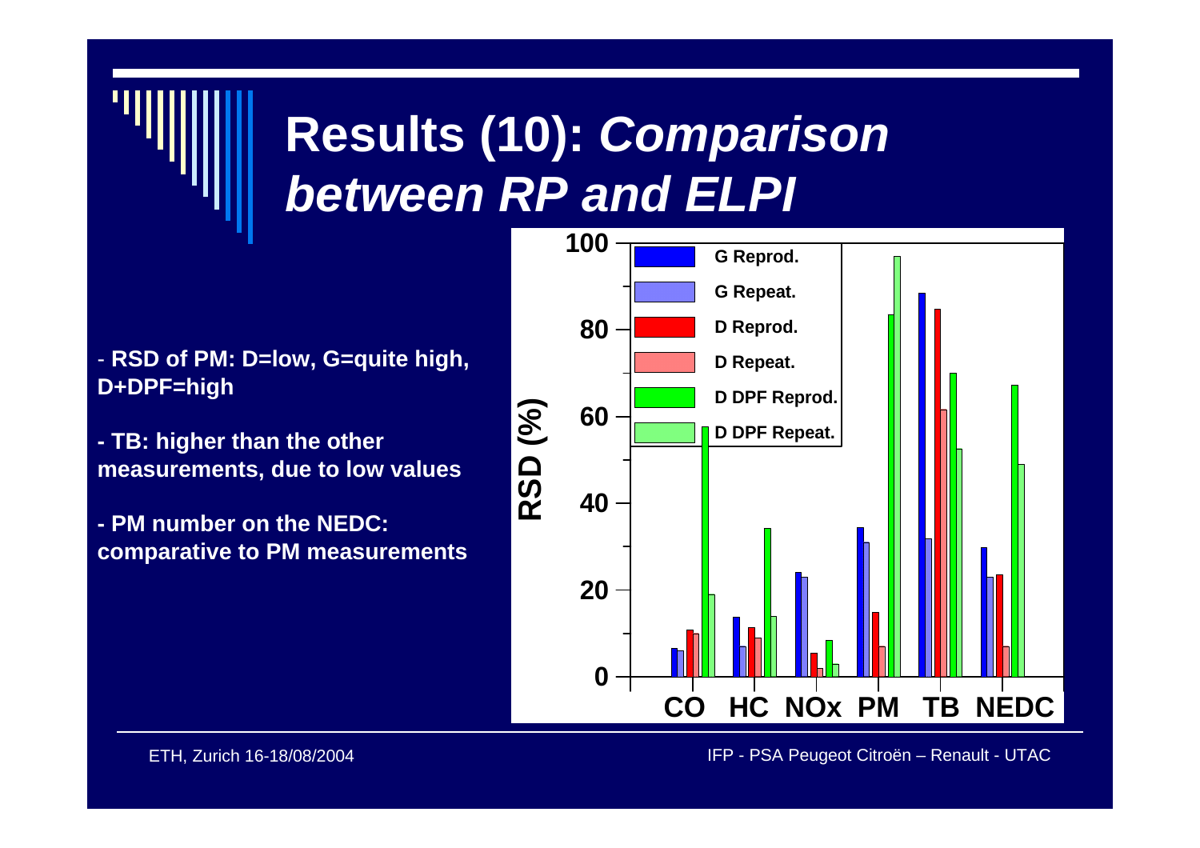# Results (10): *Comparison between RP and ELPI*

- **RSD of PM: D=low, G=quite high, D+DPF=high**

- **TB: higher than the other measurements, due to low values**

- **PM number on the NEDC: comparative to PM measurements**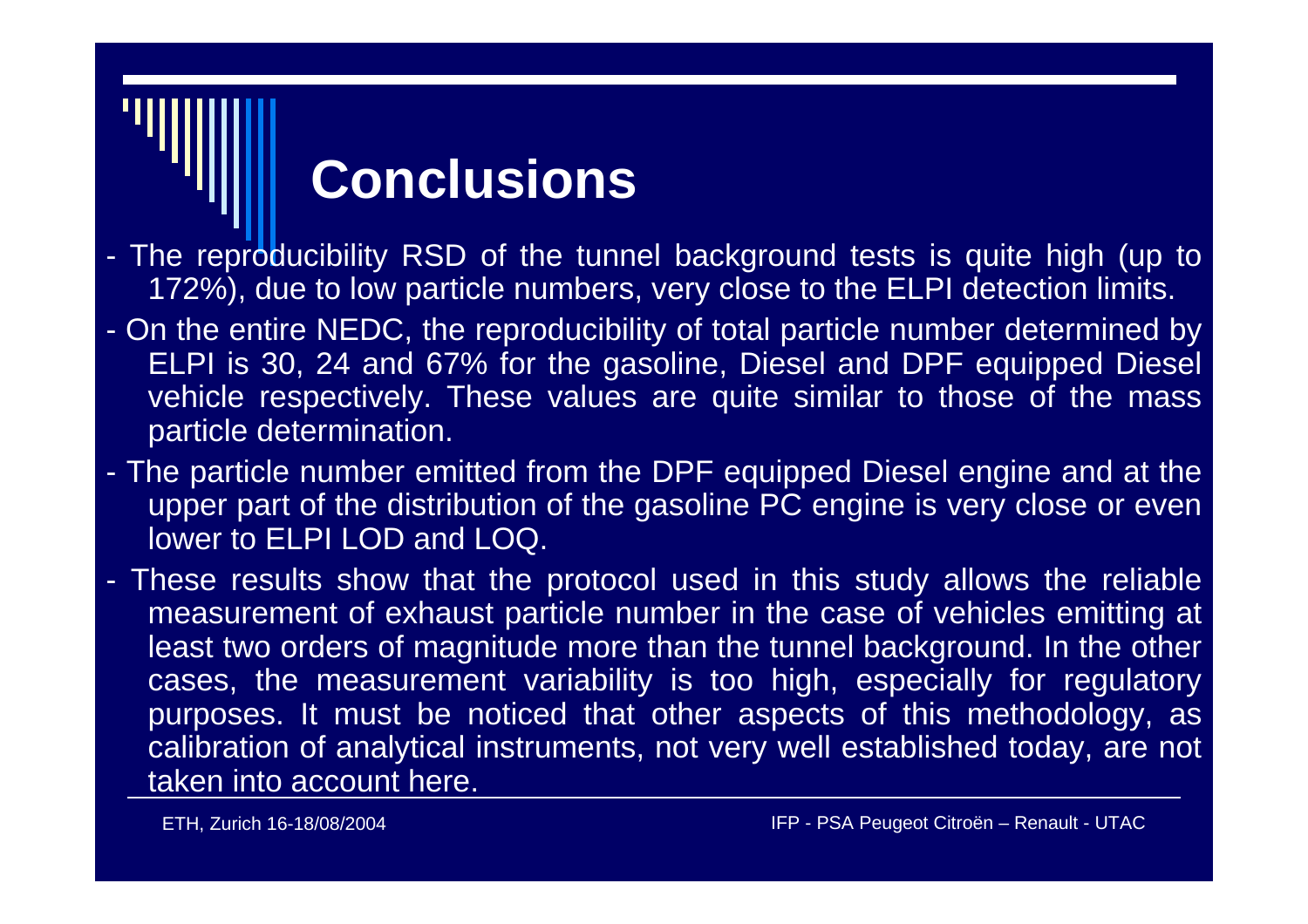# Conclusions

- The reproducibility RSD of the tunnel background tests is quite high (up to 172%), due to low particle numbers, very close to the ELPI detection limits.
- On the entire NEDC, the reproducibility of total particle number determined by ELPI is 30, 24 and 67% for the gasoline, Diesel and DPF equipped Diesel vehicle respectively. These values are quite similar to those of the mass particle determination.
- The particle number emitted from the DPF equipped Diesel engine and at the upper part of the distribution of the gasoline PC engine is very close or even lower to ELPI LOD and LOQ.
- These results show that the protocol used in this study allows the reliable measurement of exhaust particle number in the case of vehicles emitting at least two orders of magnitude more than the tunnel background. In the other cases, the measurement variability is too high, especially for regulatory purposes. It must be noticed that other aspects of this methodology, as calibration of analytical instruments, not very well established today, are not taken into account here.